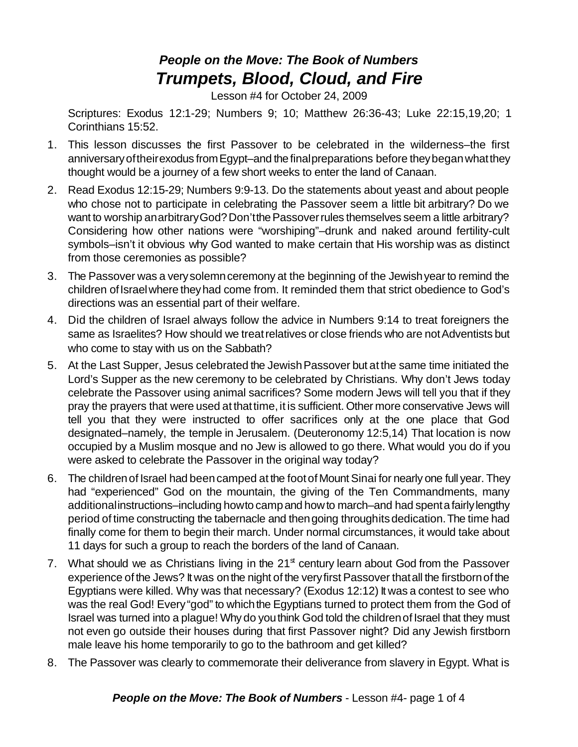# *People on the Move: The Book of Numbers*
# *Trumpets, Blood, Cloud, and Fire*

Lesson #4 for October 24, 2009

Scriptures: Exodus 12:1-29; Numbers 9; 10; Matthew 26:36-43; Luke 22:15,19,20; 1 Corinthians 15:52.

1. This lesson discusses the first Passover to be celebrated in the wilderness–the first anniversary of their exodus from Egypt–and the final preparations before they began what they thought would be a journey of a few short weeks to enter the land of Canaan.
2. Read Exodus 12:15-29; Numbers 9:9-13. Do the statements about yeast and about people who chose not to participate in celebrating the Passover seem a little bit arbitrary? Do we want to worship an arbitrary God? Don't the Passover rules themselves seem a little arbitrary? Considering how other nations were "worshiping"–drunk and naked around fertility-cult symbols–isn't it obvious why God wanted to make certain that His worship was as distinct from those ceremonies as possible?
3. The Passover was a very solemn ceremony at the beginning of the Jewish year to remind the children of Israel where they had come from. It reminded them that strict obedience to God's directions was an essential part of their welfare.
4. Did the children of Israel always follow the advice in Numbers 9:14 to treat foreigners the same as Israelites? How should we treat relatives or close friends who are not Adventists but who come to stay with us on the Sabbath?
5. At the Last Supper, Jesus celebrated the Jewish Passover but at the same time initiated the Lord's Supper as the new ceremony to be celebrated by Christians. Why don't Jews today celebrate the Passover using animal sacrifices? Some modern Jews will tell you that if they pray the prayers that were used at that time, it is sufficient. Other more conservative Jews will tell you that they were instructed to offer sacrifices only at the one place that God designated–namely, the temple in Jerusalem. (Deuteronomy 12:5,14) That location is now occupied by a Muslim mosque and no Jew is allowed to go there. What would you do if you were asked to celebrate the Passover in the original way today?
6. The children of Israel had been camped at the foot of Mount Sinai for nearly one full year. They had "experienced" God on the mountain, the giving of the Ten Commandments, many additional instructions–including how to camp and how to march–and had spent a fairly lengthy period of time constructing the tabernacle and then going through its dedication. The time had finally come for them to begin their march. Under normal circumstances, it would take about 11 days for such a group to reach the borders of the land of Canaan.
7. What should we as Christians living in the 21st century learn about God from the Passover experience of the Jews? It was on the night of the very first Passover that all the firstborn of the Egyptians were killed. Why was that necessary? (Exodus 12:12) It was a contest to see who was the real God! Every "god" to which the Egyptians turned to protect them from the God of Israel was turned into a plague! Why do you think God told the children of Israel that they must not even go outside their houses during that first Passover night? Did any Jewish firstborn male leave his home temporarily to go to the bathroom and get killed?
8. The Passover was clearly to commemorate their deliverance from slavery in Egypt. What is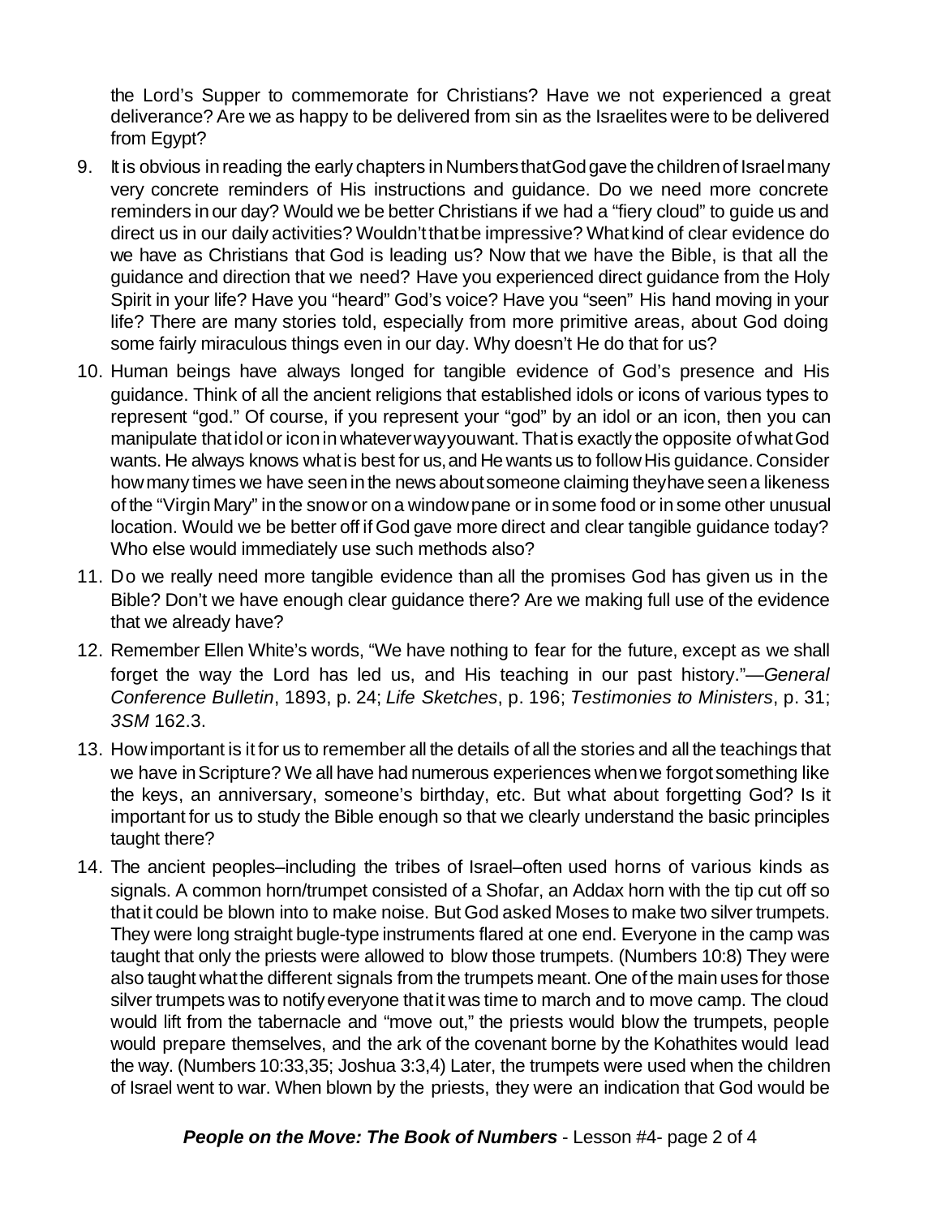the Lord's Supper to commemorate for Christians? Have we not experienced a great deliverance? Are we as happy to be delivered from sin as the Israelites were to be delivered from Egypt?

9. It is obvious in reading the early chapters in Numbers that God gave the children of Israel many very concrete reminders of His instructions and guidance. Do we need more concrete reminders in our day? Would we be better Christians if we had a "fiery cloud" to guide us and direct us in our daily activities? Wouldn't that be impressive? What kind of clear evidence do we have as Christians that God is leading us? Now that we have the Bible, is that all the guidance and direction that we need? Have you experienced direct guidance from the Holy Spirit in your life? Have you "heard" God's voice? Have you "seen" His hand moving in your life? There are many stories told, especially from more primitive areas, about God doing some fairly miraculous things even in our day. Why doesn't He do that for us?

10. Human beings have always longed for tangible evidence of God's presence and His guidance. Think of all the ancient religions that established idols or icons of various types to represent "god." Of course, if you represent your "god" by an idol or an icon, then you can manipulate that idol or icon in whatever way you want. That is exactly the opposite of what God wants. He always knows what is best for us, and He wants us to follow His guidance. Consider how many times we have seen in the news about someone claiming they have seen a likeness of the "Virgin Mary" in the snow or on a window pane or in some food or in some other unusual location. Would we be better off if God gave more direct and clear tangible guidance today? Who else would immediately use such methods also?

11. Do we really need more tangible evidence than all the promises God has given us in the Bible? Don't we have enough clear guidance there? Are we making full use of the evidence that we already have?

12. Remember Ellen White's words, "We have nothing to fear for the future, except as we shall forget the way the Lord has led us, and His teaching in our past history."—*General Conference Bulletin*, 1893, p. 24; *Life Sketches*, p. 196; *Testimonies to Ministers*, p. 31; *3SM* 162.3.

13. How important is it for us to remember all the details of all the stories and all the teachings that we have in Scripture? We all have had numerous experiences when we forgot something like the keys, an anniversary, someone's birthday, etc. But what about forgetting God? Is it important for us to study the Bible enough so that we clearly understand the basic principles taught there?

14. The ancient peoples–including the tribes of Israel–often used horns of various kinds as signals. A common horn/trumpet consisted of a Shofar, an Addax horn with the tip cut off so that it could be blown into to make noise. But God asked Moses to make two silver trumpets. They were long straight bugle-type instruments flared at one end. Everyone in the camp was taught that only the priests were allowed to blow those trumpets. (Numbers 10:8) They were also taught what the different signals from the trumpets meant. One of the main uses for those silver trumpets was to notify everyone that it was time to march and to move camp. The cloud would lift from the tabernacle and "move out," the priests would blow the trumpets, people would prepare themselves, and the ark of the covenant borne by the Kohathites would lead the way. (Numbers 10:33,35; Joshua 3:3,4) Later, the trumpets were used when the children of Israel went to war. When blown by the priests, they were an indication that God would be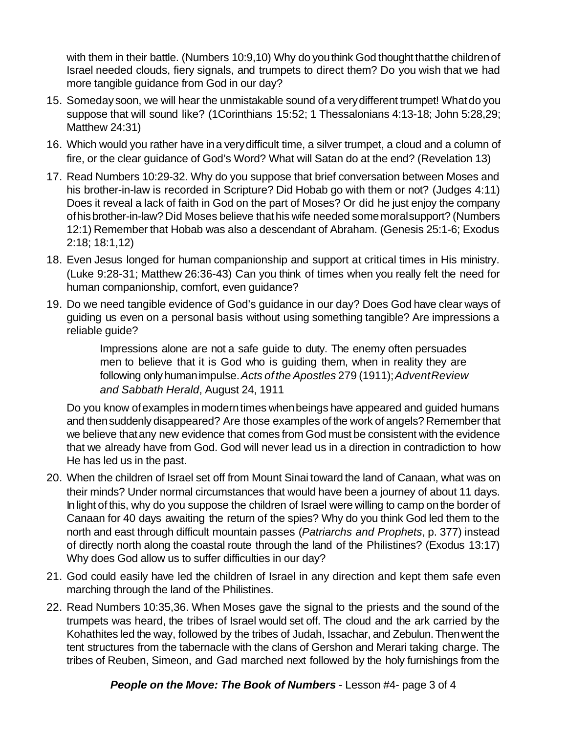with them in their battle. (Numbers 10:9,10) Why do you think God thought that the children of Israel needed clouds, fiery signals, and trumpets to direct them? Do you wish that we had more tangible guidance from God in our day?

15. Someday soon, we will hear the unmistakable sound of a very different trumpet! What do you suppose that will sound like? (1Corinthians 15:52; 1 Thessalonians 4:13-18; John 5:28,29; Matthew 24:31)
16. Which would you rather have in a very difficult time, a silver trumpet, a cloud and a column of fire, or the clear guidance of God's Word? What will Satan do at the end? (Revelation 13)
17. Read Numbers 10:29-32. Why do you suppose that brief conversation between Moses and his brother-in-law is recorded in Scripture? Did Hobab go with them or not? (Judges 4:11) Does it reveal a lack of faith in God on the part of Moses? Or did he just enjoy the company of his brother-in-law? Did Moses believe that his wife needed some moral support? (Numbers 12:1) Remember that Hobab was also a descendant of Abraham. (Genesis 25:1-6; Exodus 2:18; 18:1,12)
18. Even Jesus longed for human companionship and support at critical times in His ministry. (Luke 9:28-31; Matthew 26:36-43) Can you think of times when you really felt the need for human companionship, comfort, even guidance?
19. Do we need tangible evidence of God's guidance in our day? Does God have clear ways of guiding us even on a personal basis without using something tangible? Are impressions a reliable guide?

    > Impressions alone are not a safe guide to duty. The enemy often persuades men to believe that it is God who is guiding them, when in reality they are following only human impulse. *Acts of the Apostles* 279 (1911); *Advent Review and Sabbath Herald*, August 24, 1911

    Do you know of examples in modern times when beings have appeared and guided humans and then suddenly disappeared? Are those examples of the work of angels? Remember that we believe that any new evidence that comes from God must be consistent with the evidence that we already have from God. God will never lead us in a direction in contradiction to how He has led us in the past.

20. When the children of Israel set off from Mount Sinai toward the land of Canaan, what was on their minds? Under normal circumstances that would have been a journey of about 11 days. In light of this, why do you suppose the children of Israel were willing to camp on the border of Canaan for 40 days awaiting the return of the spies? Why do you think God led them to the north and east through difficult mountain passes (*Patriarchs and Prophets*, p. 377) instead of directly north along the coastal route through the land of the Philistines? (Exodus 13:17) Why does God allow us to suffer difficulties in our day?
21. God could easily have led the children of Israel in any direction and kept them safe even marching through the land of the Philistines.
22. Read Numbers 10:35,36. When Moses gave the signal to the priests and the sound of the trumpets was heard, the tribes of Israel would set off. The cloud and the ark carried by the Kohathites led the way, followed by the tribes of Judah, Issachar, and Zebulun. Then went the tent structures from the tabernacle with the clans of Gershon and Merari taking charge. The tribes of Reuben, Simeon, and Gad marched next followed by the holy furnishings from the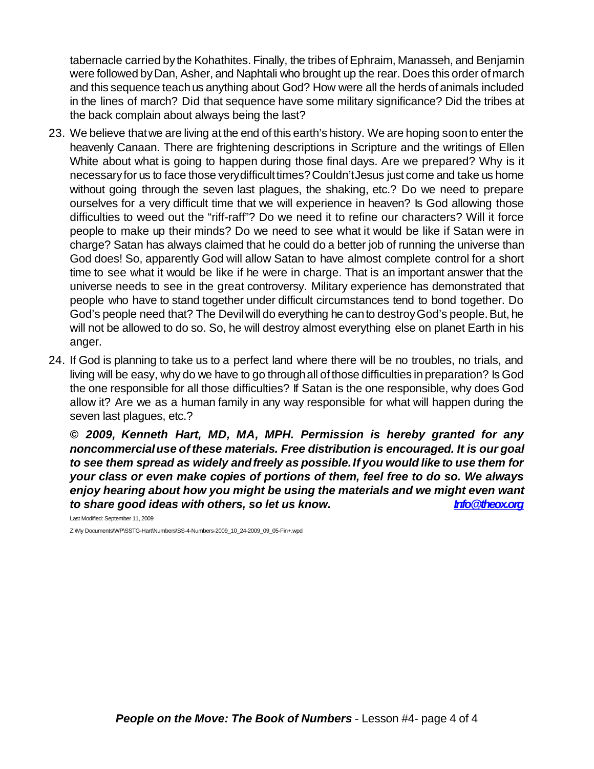tabernacle carried by the Kohathites. Finally, the tribes of Ephraim, Manasseh, and Benjamin were followed by Dan, Asher, and Naphtali who brought up the rear. Does this order of march and this sequence teach us anything about God? How were all the herds of animals included in the lines of march? Did that sequence have some military significance? Did the tribes at the back complain about always being the last?

23. We believe that we are living at the end of this earth's history. We are hoping soon to enter the heavenly Canaan. There are frightening descriptions in Scripture and the writings of Ellen White about what is going to happen during those final days. Are we prepared? Why is it necessary for us to face those very difficult times? Couldn't Jesus just come and take us home without going through the seven last plagues, the shaking, etc.? Do we need to prepare ourselves for a very difficult time that we will experience in heaven? Is God allowing those difficulties to weed out the "riff-raff"? Do we need it to refine our characters? Will it force people to make up their minds? Do we need to see what it would be like if Satan were in charge? Satan has always claimed that he could do a better job of running the universe than God does! So, apparently God will allow Satan to have almost complete control for a short time to see what it would be like if he were in charge. That is an important answer that the universe needs to see in the great controversy. Military experience has demonstrated that people who have to stand together under difficult circumstances tend to bond together. Do God's people need that? The Devil will do everything he can to destroy God's people. But, he will not be allowed to do so. So, he will destroy almost everything else on planet Earth in his anger.

24. If God is planning to take us to a perfect land where there will be no troubles, no trials, and living will be easy, why do we have to go through all of those difficulties in preparation? Is God the one responsible for all those difficulties? If Satan is the one responsible, why does God allow it? Are we as a human family in any way responsible for what will happen during the seven last plagues, etc.?

***© 2009, Kenneth Hart, MD, MA, MPH. Permission is hereby granted for any noncommercial use of these materials. Free distribution is encouraged. It is our goal to see them spread as widely and freely as possible. If you would like to use them for your class or even make copies of portions of them, feel free to do so. We always enjoy hearing about how you might be using the materials and we might even want to share good ideas with others, so let us know.*** ***Info@theox.org***

Last Modified: September 11, 2009

Z:\My Documents\WP\SSTG-Hart\Numbers\SS-4-Numbers-2009_10_24-2009_09_05-Fin+.wpd